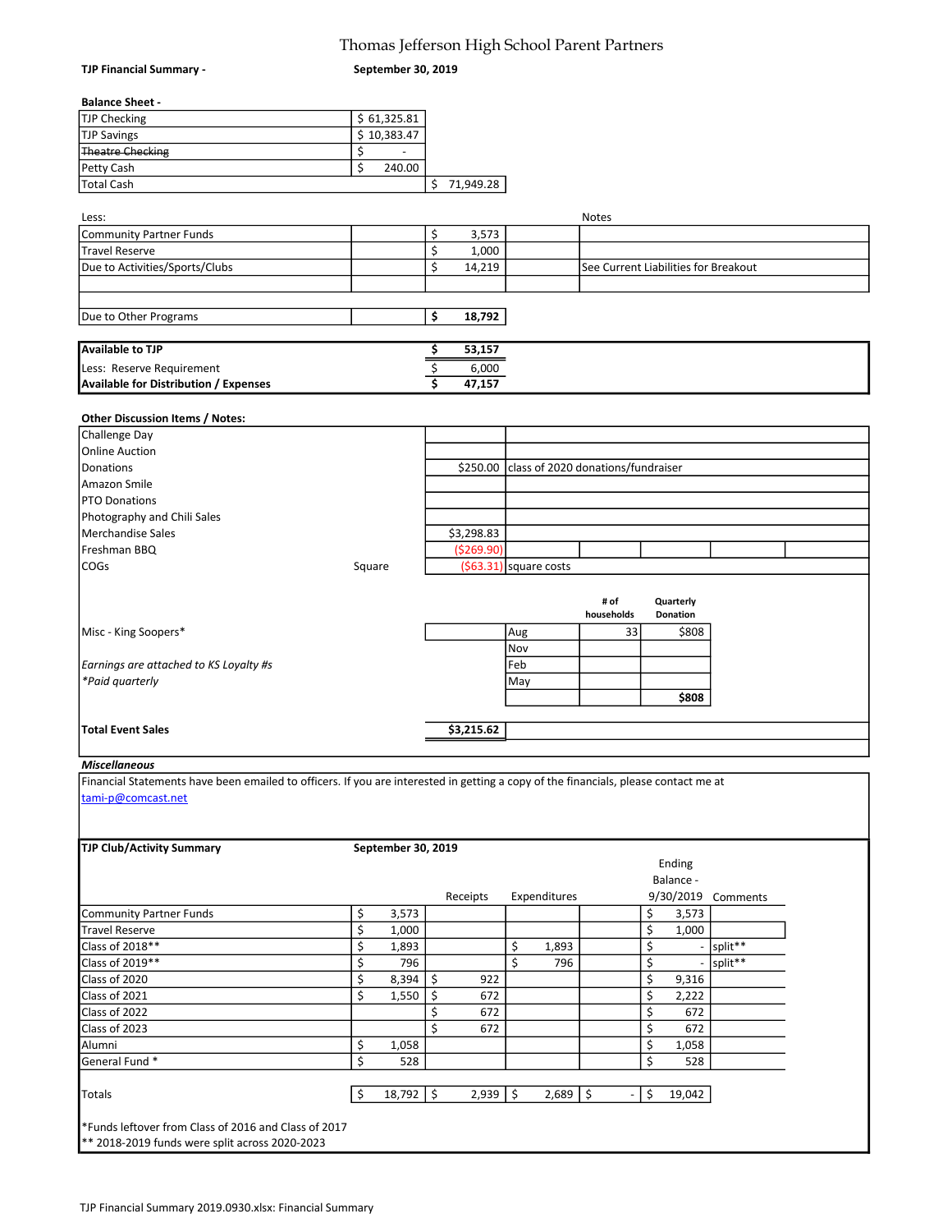# Thomas Jefferson High School Parent Partners

**TJP Financial Summary -** **September 30, 2019**

**Balance Sheet -**

| | | |
|---|---|---|
| TJP Checking | $ 61,325.81 | |
| TJP Savings | $ 10,383.47 | |
| ~~Theatre Checking~~ | $ - | |
| Petty Cash | $ 240.00 | |
| Total Cash | | $ 71,949.28 |

| Less: | | | Notes |
|---|---|---|---|
| Community Partner Funds | | $ 3,573 | |
| Travel Reserve | | $ 1,000 | |
| Due to Activities/Sports/Clubs | | $ 14,219 | See Current Liabilities for Breakout |
| | | | |
| Due to Other Programs | | **$ 18,792** | |

| | |
|---|---|
| **Available to TJP** | **$ 53,157** |
| Less: Reserve Requirement | $ 6,000 |
| **Available for Distribution / Expenses** | **$ 47,157** |

**Other Discussion Items / Notes:**

| | | | |
|---|---|---|---|
| Challenge Day | | | |
| Online Auction | | | |
| Donations | | $250.00 | class of 2020 donations/fundraiser |
| Amazon Smile | | | |
| PTO Donations | | | |
| Photography and Chili Sales | | | |
| Merchandise Sales | | $3,298.83 | |
| Freshman BBQ | | ($269.90) | |
| COGs | Square | ($63.31) | square costs |

| | | # of households | Quarterly Donation |
|---|---|---|---|
| Misc - King Soopers* | Aug | 33 | $808 |
| | Nov | | |
| *Earnings are attached to KS Loyalty #s* | Feb | | |
| *\*Paid quarterly* | May | | |
| | | | **$808** |

**Total Event Sales** **$3,215.62**

***Miscellaneous***

Financial Statements have been emailed to officers. If you are interested in getting a copy of the financials, please contact me at tami-p@comcast.net

**TJP Club/Activity Summary** **September 30, 2019**

| | | Receipts | Expenditures | | Ending Balance - 9/30/2019 | Comments |
|---|---|---|---|---|---|---|
| Community Partner Funds | $ 3,573 | | | | $ 3,573 | |
| Travel Reserve | $ 1,000 | | | | $ 1,000 | |
| Class of 2018** | $ 1,893 | | $ 1,893 | | $ - | split** |
| Class of 2019** | $ 796 | | $ 796 | | $ - | split** |
| Class of 2020 | $ 8,394 | $ 922 | | | $ 9,316 | |
| Class of 2021 | $ 1,550 | $ 672 | | | $ 2,222 | |
| Class of 2022 | | $ 672 | | | $ 672 | |
| Class of 2023 | | $ 672 | | | $ 672 | |
| Alumni | $ 1,058 | | | | $ 1,058 | |
| General Fund * | $ 528 | | | | $ 528 | |
| | | | | | | |
| Totals | $ 18,792 | $ 2,939 | $ 2,689 | $ - | $ 19,042 | |

*Funds leftover from Class of 2016 and Class of 2017
** 2018-2019 funds were split across 2020-2023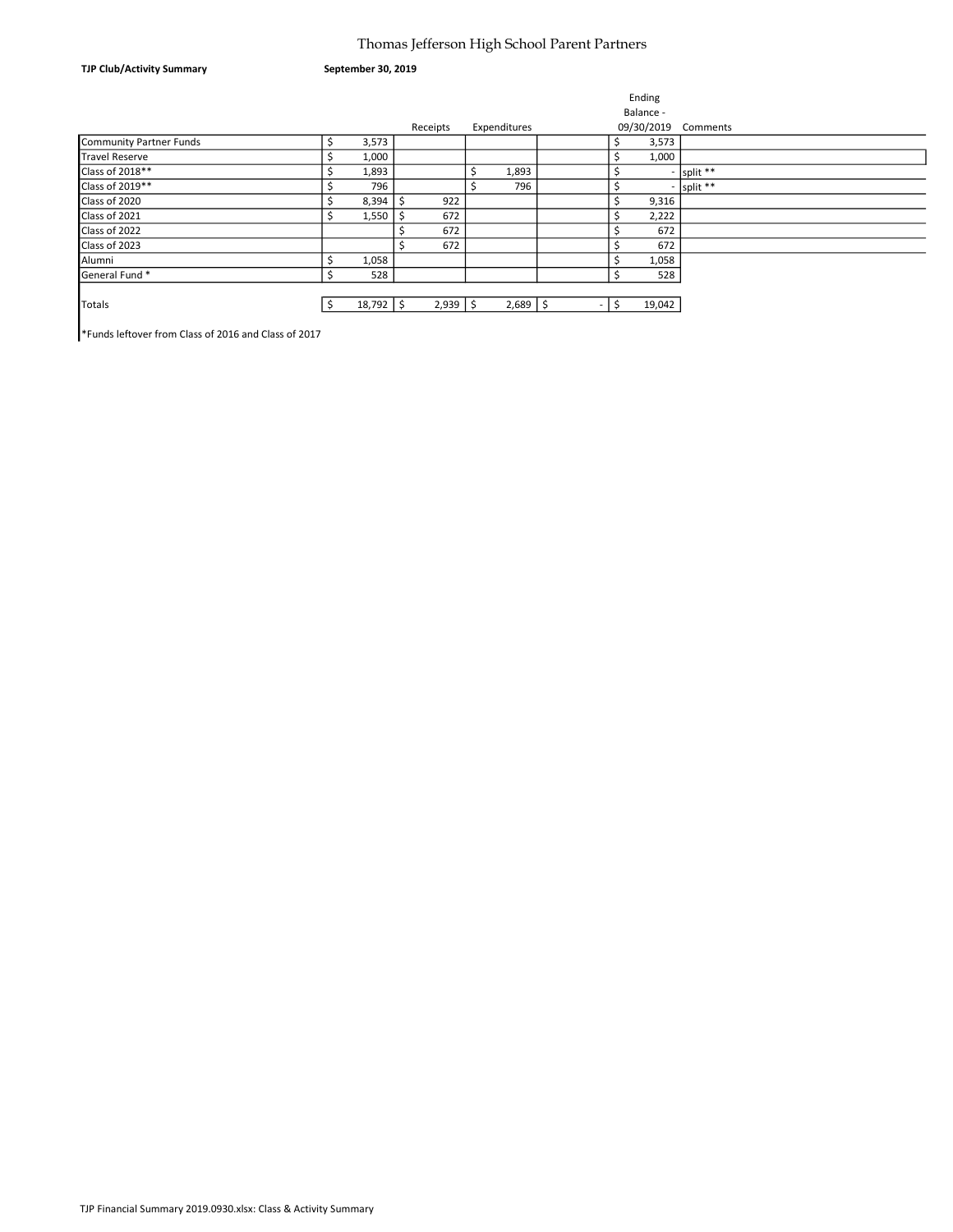# Thomas Jefferson High School Parent Partners

**TJP Club/Activity Summary** **September 30, 2019**

| | | Receipts | Expenditures | | Ending Balance - 09/30/2019 | Comments |
|---|---|---|---|---|---|---|
| Community Partner Funds | $ 3,573 | | | | $ 3,573 | |
| Travel Reserve | $ 1,000 | | | | $ 1,000 | |
| Class of 2018** | $ 1,893 | | $ 1,893 | | $ - | split ** |
| Class of 2019** | $ 796 | | $ 796 | | $ - | split ** |
| Class of 2020 | $ 8,394 | $ 922 | | | $ 9,316 | |
| Class of 2021 | $ 1,550 | $ 672 | | | $ 2,222 | |
| Class of 2022 | | $ 672 | | | $ 672 | |
| Class of 2023 | | $ 672 | | | $ 672 | |
| Alumni | $ 1,058 | | | | $ 1,058 | |
| General Fund * | $ 528 | | | | $ 528 | |
| Totals | $ 18,792 | $ 2,939 | $ 2,689 | $ - | $ 19,042 | |

*Funds leftover from Class of 2016 and Class of 2017

TJP Financial Summary 2019.0930.xlsx: Class & Activity Summary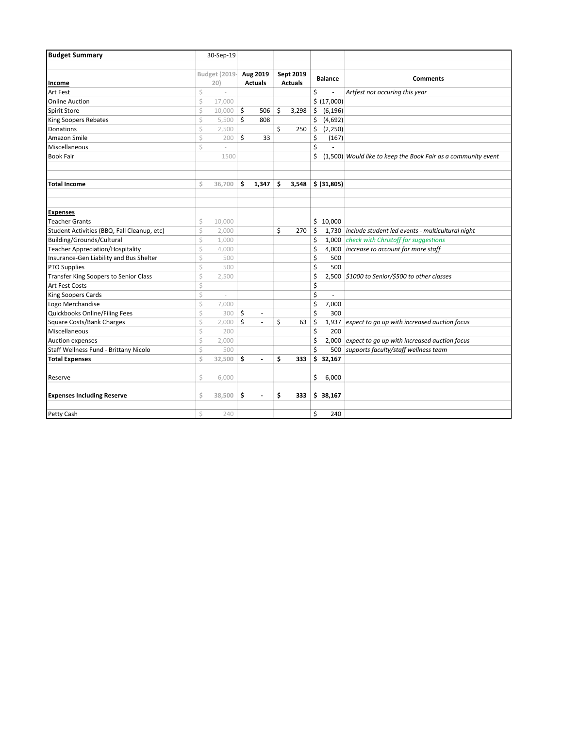| Budget Summary | 30-Sep-19 | | | | |
|---|---|---|---|---|---|
| **Income** | Budget (2019-20) | Aug 2019 Actuals | Sept 2019 Actuals | Balance | Comments |
| Art Fest | $ - | | | $ - | *Artfest not occuring this year* |
| Online Auction | $ 17,000 | | | $ (17,000) | |
| Spirit Store | $ 10,000 | $ 506 | $ 3,298 | $ (6,196) | |
| King Soopers Rebates | $ 5,500 | $ 808 | | $ (4,692) | |
| Donations | $ 2,500 | | $ 250 | $ (2,250) | |
| Amazon Smile | $ 200 | $ 33 | | $ (167) | |
| Miscellaneous | $ - | | | $ - | |
| Book Fair | 1500 | | | $ (1,500) | *Would like to keep the Book Fair as a community event* |
| | | | | | |
| **Total Income** | $ 36,700 | **$ 1,347** | **$ 3,548** | **$ (31,805)** | |
| | | | | | |
| **Expenses** | | | | | |
| Teacher Grants | $ 10,000 | | | $ 10,000 | |
| Student Activities (BBQ, Fall Cleanup, etc) | $ 2,000 | | $ 270 | $ 1,730 | *include student led events - multicultural night* |
| Building/Grounds/Cultural | $ 1,000 | | | $ 1,000 | *check with Christoff for suggestions* |
| Teacher Appreciation/Hospitality | $ 4,000 | | | $ 4,000 | *increase to account for more staff* |
| Insurance-Gen Liability and Bus Shelter | $ 500 | | | $ 500 | |
| PTO Supplies | $ 500 | | | $ 500 | |
| Transfer King Soopers to Senior Class | $ 2,500 | | | $ 2,500 | *$1000 to Senior/$500 to other classes* |
| Art Fest Costs | $ - | | | $ - | |
| King Soopers Cards | $ - | | | $ - | |
| Logo Merchandise | $ 7,000 | | | $ 7,000 | |
| Quickbooks Online/Filing Fees | $ 300 | $ - | | $ 300 | |
| Square Costs/Bank Charges | $ 2,000 | $ - | $ 63 | $ 1,937 | *expect to go up with increased auction focus* |
| Miscellaneous | $ 200 | | | $ 200 | |
| Auction expenses | $ 2,000 | | | $ 2,000 | *expect to go up with increased auction focus* |
| Staff Wellness Fund - Brittany Nicolo | $ 500 | | | $ 500 | *supports faculty/staff wellness team* |
| **Total Expenses** | **$ 32,500** | **$ -** | **$ 333** | **$ 32,167** | |
| | | | | | |
| Reserve | $ 6,000 | | | $ 6,000 | |
| | | | | | |
| **Expenses Including Reserve** | **$ 38,500** | **$ -** | **$ 333** | **$ 38,167** | |
| | | | | | |
| Petty Cash | $ 240 | | | $ 240 | |